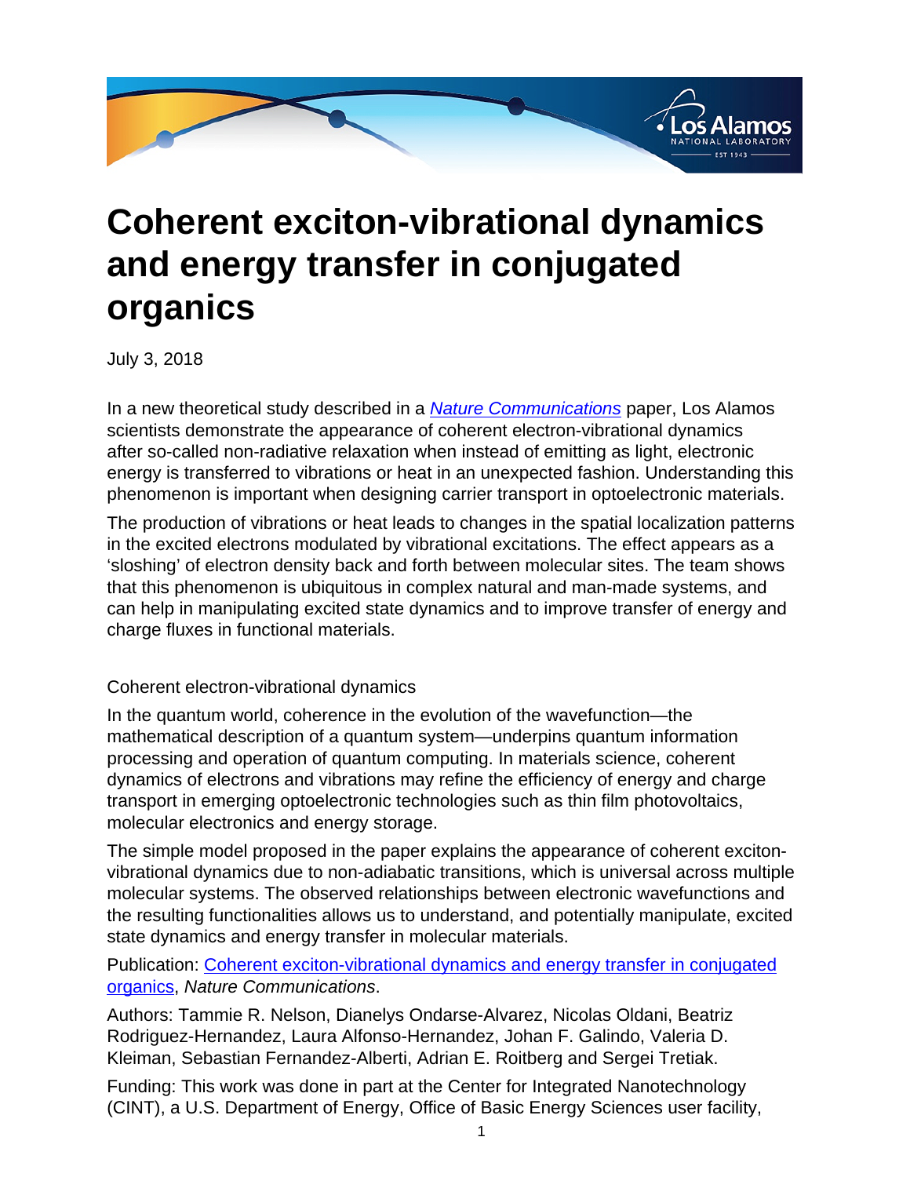# Coherent exciton-vibrational dynamics and energy transfer in conjugated organics

July 3, 2018

In a new theoretical study described in a *Nature Communications* paper, Los Alamos scientists demonstrate the appearance of coherent electron-vibrational dynamics after so-called non-radiative relaxation when instead of emitting as light, electronic energy is transferred to vibrations or heat in an unexpected fashion. Understanding this phenomenon is important when designing carrier transport in optoelectronic materials.

The production of vibrations or heat leads to changes in the spatial localization patterns in the excited electrons modulated by vibrational excitations. The effect appears as a 'sloshing' of electron density back and forth between molecular sites. The team shows that this phenomenon is ubiquitous in complex natural and man-made systems, and can help in manipulating excited state dynamics and to improve transfer of energy and charge fluxes in functional materials.

## Coherent electron-vibrational dynamics

In the quantum world, coherence in the evolution of the wavefunction—the mathematical description of a quantum system—underpins quantum information processing and operation of quantum computing. In materials science, coherent dynamics of electrons and vibrations may refine the efficiency of energy and charge transport in emerging optoelectronic technologies such as thin film photovoltaics, molecular electronics and energy storage.

The simple model proposed in the paper explains the appearance of coherent exciton-vibrational dynamics due to non-adiabatic transitions, which is universal across multiple molecular systems. The observed relationships between electronic wavefunctions and the resulting functionalities allows us to understand, and potentially manipulate, excited state dynamics and energy transfer in molecular materials.

Publication: Coherent exciton-vibrational dynamics and energy transfer in conjugated organics, *Nature Communications*.

Authors: Tammie R. Nelson, Dianelys Ondarse-Alvarez, Nicolas Oldani, Beatriz Rodriguez-Hernandez, Laura Alfonso-Hernandez, Johan F. Galindo, Valeria D. Kleiman, Sebastian Fernandez-Alberti, Adrian E. Roitberg and Sergei Tretiak.

Funding: This work was done in part at the Center for Integrated Nanotechnology (CINT), a U.S. Department of Energy, Office of Basic Energy Sciences user facility,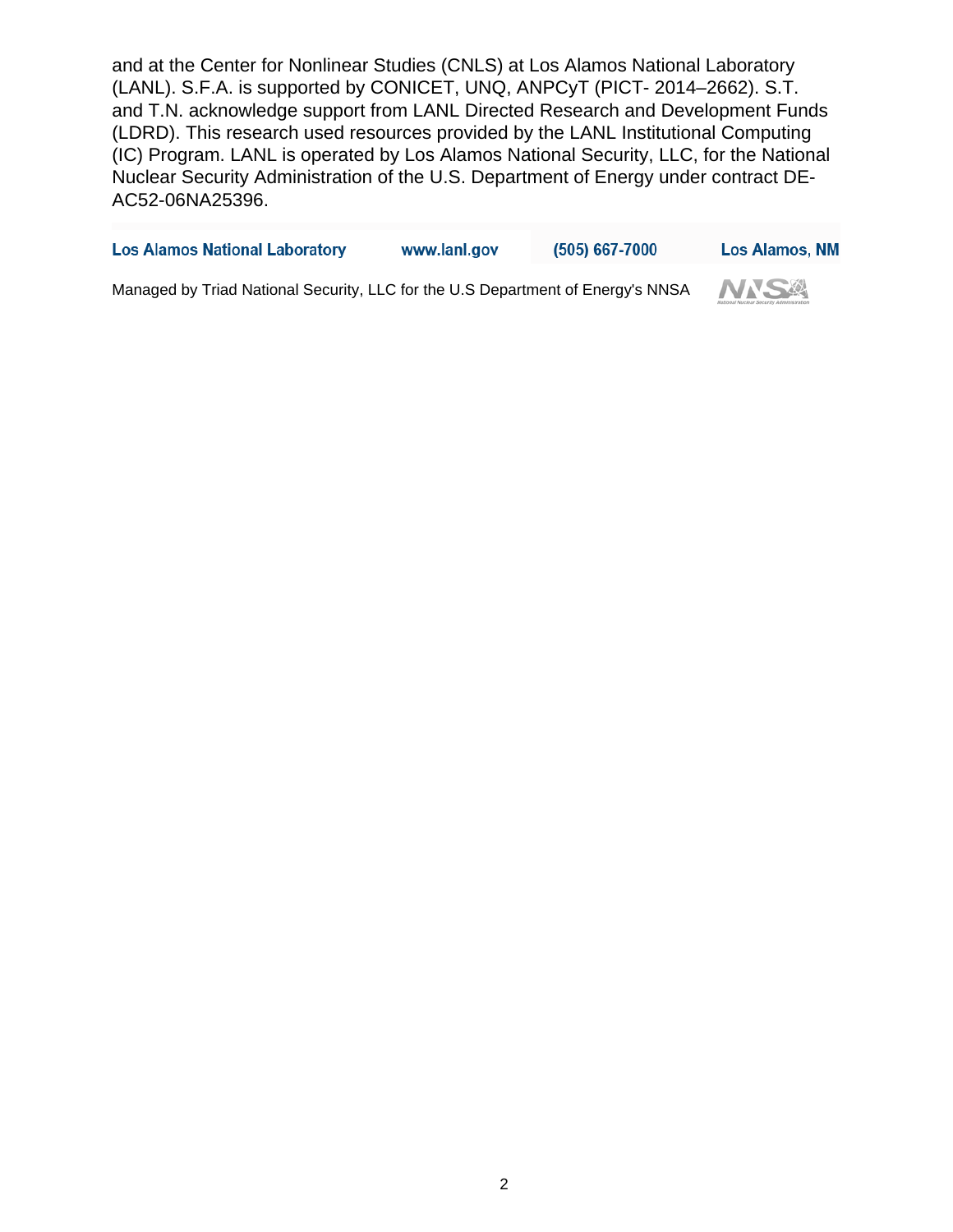and at the Center for Nonlinear Studies (CNLS) at Los Alamos National Laboratory (LANL). S.F.A. is supported by CONICET, UNQ, ANPCyT (PICT- 2014–2662). S.T. and T.N. acknowledge support from LANL Directed Research and Development Funds (LDRD). This research used resources provided by the LANL Institutional Computing (IC) Program. LANL is operated by Los Alamos National Security, LLC, for the National Nuclear Security Administration of the U.S. Department of Energy under contract DE-AC52-06NA25396.